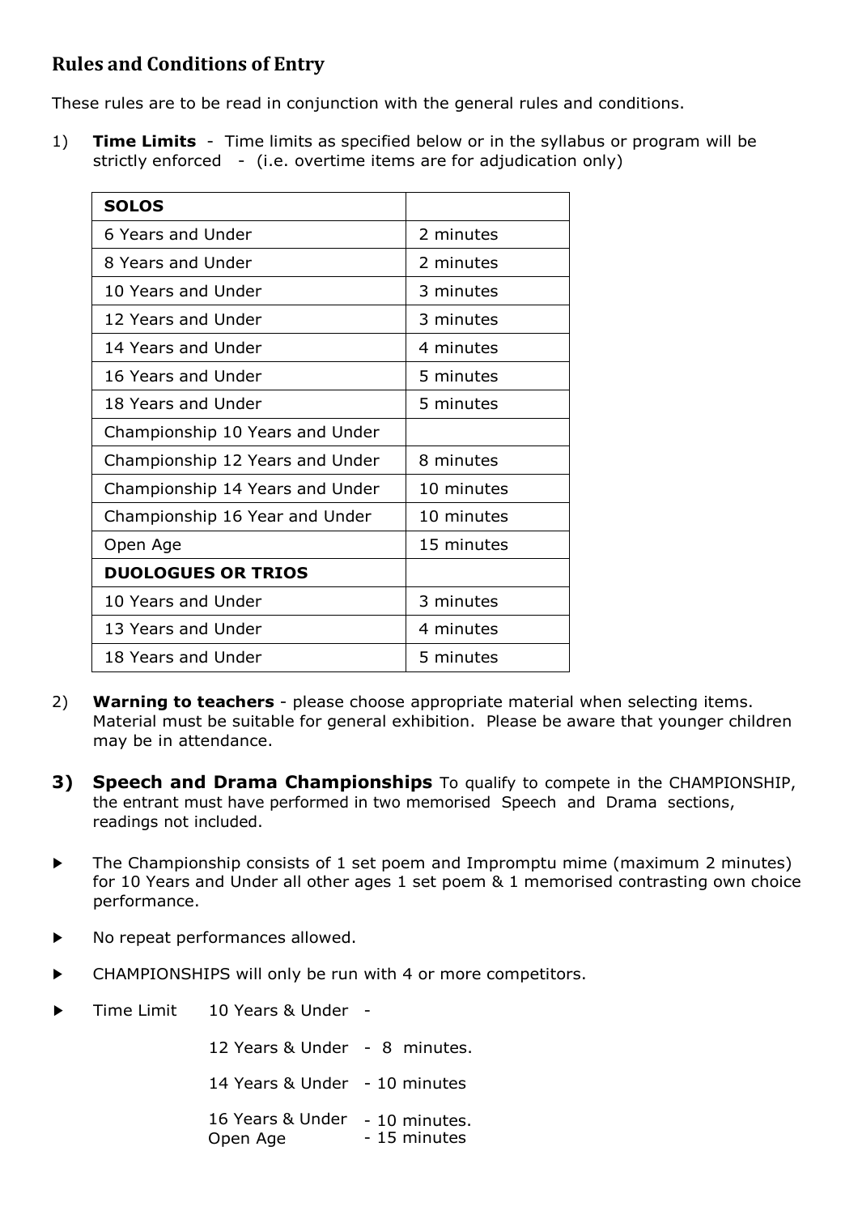## Rules and Conditions of Entry

These rules are to be read in conjunction with the general rules and conditions.

1) **Time Limits** - Time limits as specified below or in the syllabus or program will be strictly enforced - (i.e. overtime items are for adjudication only)

| **SOLOS** | |
|---|---|
| 6 Years and Under | 2 minutes |
| 8 Years and Under | 2 minutes |
| 10 Years and Under | 3 minutes |
| 12 Years and Under | 3 minutes |
| 14 Years and Under | 4 minutes |
| 16 Years and Under | 5 minutes |
| 18 Years and Under | 5 minutes |
| Championship 10 Years and Under | |
| Championship 12 Years and Under | 8 minutes |
| Championship 14 Years and Under | 10 minutes |
| Championship 16 Year and Under | 10 minutes |
| Open Age | 15 minutes |
| **DUOLOGUES OR TRIOS** | |
| 10 Years and Under | 3 minutes |
| 13 Years and Under | 4 minutes |
| 18 Years and Under | 5 minutes |

2) **Warning to teachers** - please choose appropriate material when selecting items. Material must be suitable for general exhibition. Please be aware that younger children may be in attendance.

3) **Speech and Drama Championships** To qualify to compete in the CHAMPIONSHIP, the entrant must have performed in two memorised Speech and Drama sections, readings not included.

- The Championship consists of 1 set poem and Impromptu mime (maximum 2 minutes) for 10 Years and Under all other ages 1 set poem & 1 memorised contrasting own choice performance.
- No repeat performances allowed.
- CHAMPIONSHIPS will only be run with 4 or more competitors.
- Time Limit
  - 10 Years & Under -
  - 12 Years & Under - 8 minutes.
  - 14 Years & Under - 10 minutes
  - 16 Years & Under - 10 minutes.
  - Open Age - 15 minutes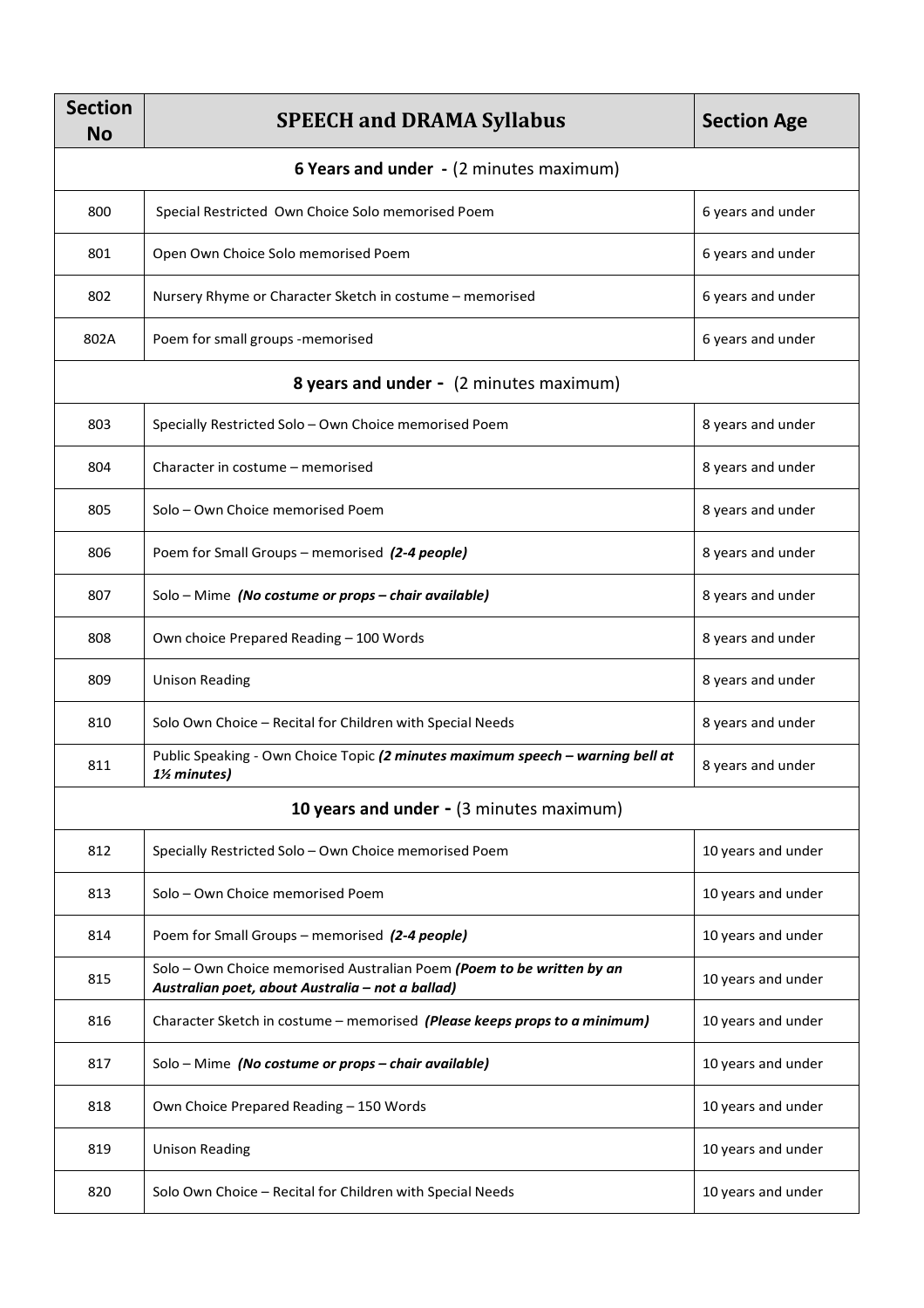| Section No | SPEECH and DRAMA Syllabus | Section Age |
|---|---|---|
| **6 Years and under -** (2 minutes maximum) | | |
| 800 | Special Restricted Own Choice Solo memorised Poem | 6 years and under |
| 801 | Open Own Choice Solo memorised Poem | 6 years and under |
| 802 | Nursery Rhyme or Character Sketch in costume – memorised | 6 years and under |
| 802A | Poem for small groups -memorised | 6 years and under |
| **8 years and under -** (2 minutes maximum) | | |
| 803 | Specially Restricted Solo – Own Choice memorised Poem | 8 years and under |
| 804 | Character in costume – memorised | 8 years and under |
| 805 | Solo – Own Choice memorised Poem | 8 years and under |
| 806 | Poem for Small Groups – memorised ***(2-4 people)*** | 8 years and under |
| 807 | Solo – Mime ***(No costume or props – chair available)*** | 8 years and under |
| 808 | Own choice Prepared Reading – 100 Words | 8 years and under |
| 809 | Unison Reading | 8 years and under |
| 810 | Solo Own Choice – Recital for Children with Special Needs | 8 years and under |
| 811 | Public Speaking - Own Choice Topic ***(2 minutes maximum speech – warning bell at 1½ minutes)*** | 8 years and under |
| **10 years and under -** (3 minutes maximum) | | |
| 812 | Specially Restricted Solo – Own Choice memorised Poem | 10 years and under |
| 813 | Solo – Own Choice memorised Poem | 10 years and under |
| 814 | Poem for Small Groups – memorised ***(2-4 people)*** | 10 years and under |
| 815 | Solo – Own Choice memorised Australian Poem ***(Poem to be written by an Australian poet, about Australia – not a ballad)*** | 10 years and under |
| 816 | Character Sketch in costume – memorised ***(Please keeps props to a minimum)*** | 10 years and under |
| 817 | Solo – Mime ***(No costume or props – chair available)*** | 10 years and under |
| 818 | Own Choice Prepared Reading – 150 Words | 10 years and under |
| 819 | Unison Reading | 10 years and under |
| 820 | Solo Own Choice – Recital for Children with Special Needs | 10 years and under |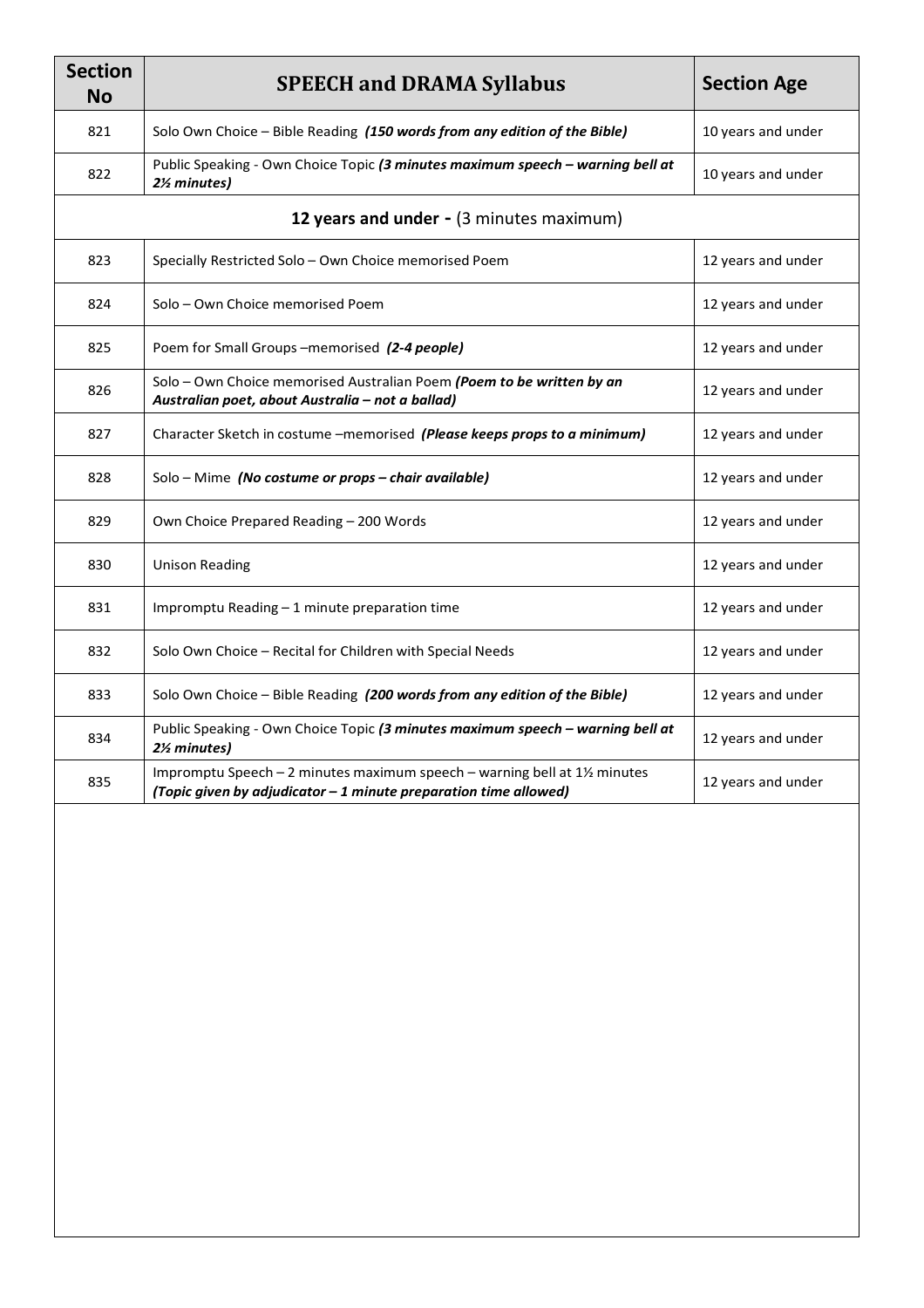| Section No | SPEECH and DRAMA Syllabus | Section Age |
|---|---|---|
| 821 | Solo Own Choice – Bible Reading ***(150 words from any edition of the Bible)*** | 10 years and under |
| 822 | Public Speaking - Own Choice Topic ***(3 minutes maximum speech – warning bell at 2½ minutes)*** | 10 years and under |
| | **12 years and under -** (3 minutes maximum) | |
| 823 | Specially Restricted Solo – Own Choice memorised Poem | 12 years and under |
| 824 | Solo – Own Choice memorised Poem | 12 years and under |
| 825 | Poem for Small Groups –memorised ***(2-4 people)*** | 12 years and under |
| 826 | Solo – Own Choice memorised Australian Poem ***(Poem to be written by an Australian poet, about Australia – not a ballad)*** | 12 years and under |
| 827 | Character Sketch in costume –memorised ***(Please keeps props to a minimum)*** | 12 years and under |
| 828 | Solo – Mime ***(No costume or props – chair available)*** | 12 years and under |
| 829 | Own Choice Prepared Reading – 200 Words | 12 years and under |
| 830 | Unison Reading | 12 years and under |
| 831 | Impromptu Reading – 1 minute preparation time | 12 years and under |
| 832 | Solo Own Choice – Recital for Children with Special Needs | 12 years and under |
| 833 | Solo Own Choice – Bible Reading ***(200 words from any edition of the Bible)*** | 12 years and under |
| 834 | Public Speaking - Own Choice Topic ***(3 minutes maximum speech – warning bell at 2½ minutes)*** | 12 years and under |
| 835 | Impromptu Speech – 2 minutes maximum speech – warning bell at 1½ minutes ***(Topic given by adjudicator – 1 minute preparation time allowed)*** | 12 years and under |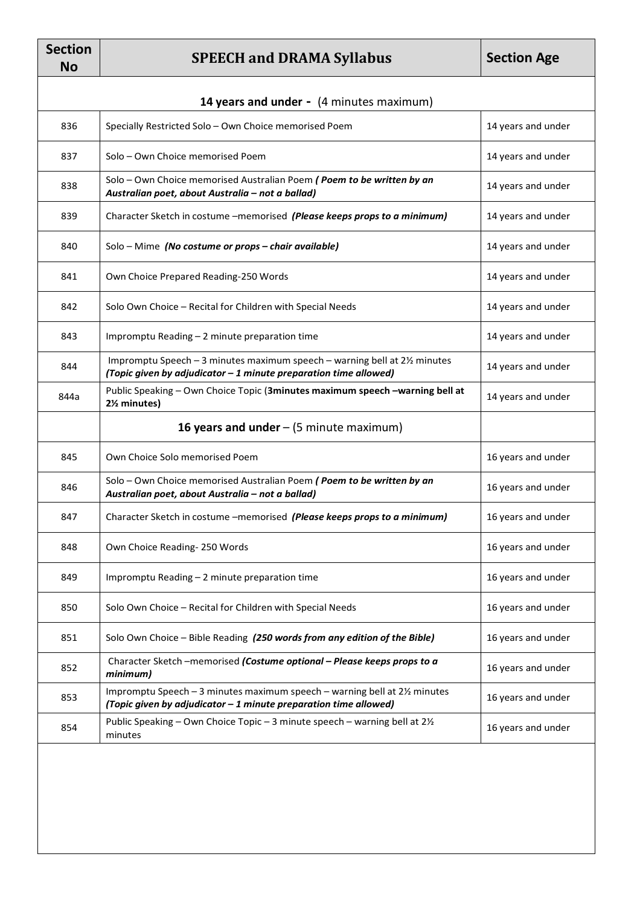| Section No | SPEECH and DRAMA Syllabus | Section Age |
|---|---|---|
| | **14 years and under -** (4 minutes maximum) | |
| 836 | Specially Restricted Solo – Own Choice memorised Poem | 14 years and under |
| 837 | Solo – Own Choice memorised Poem | 14 years and under |
| 838 | Solo – Own Choice memorised Australian Poem ***( Poem to be written by an Australian poet, about Australia – not a ballad)*** | 14 years and under |
| 839 | Character Sketch in costume –memorised ***(Please keeps props to a minimum)*** | 14 years and under |
| 840 | Solo – Mime ***(No costume or props – chair available)*** | 14 years and under |
| 841 | Own Choice Prepared Reading-250 Words | 14 years and under |
| 842 | Solo Own Choice – Recital for Children with Special Needs | 14 years and under |
| 843 | Impromptu Reading – 2 minute preparation time | 14 years and under |
| 844 | Impromptu Speech – 3 minutes maximum speech – warning bell at 2½ minutes ***(Topic given by adjudicator – 1 minute preparation time allowed)*** | 14 years and under |
| 844a | Public Speaking – Own Choice Topic (**3minutes maximum speech –warning bell at 2½ minutes)** | 14 years and under |
| | **16 years and under** – (5 minute maximum) | |
| 845 | Own Choice Solo memorised Poem | 16 years and under |
| 846 | Solo – Own Choice memorised Australian Poem ***( Poem to be written by an Australian poet, about Australia – not a ballad)*** | 16 years and under |
| 847 | Character Sketch in costume –memorised ***(Please keeps props to a minimum)*** | 16 years and under |
| 848 | Own Choice Reading- 250 Words | 16 years and under |
| 849 | Impromptu Reading – 2 minute preparation time | 16 years and under |
| 850 | Solo Own Choice – Recital for Children with Special Needs | 16 years and under |
| 851 | Solo Own Choice – Bible Reading ***(250 words from any edition of the Bible)*** | 16 years and under |
| 852 | Character Sketch –memorised ***(Costume optional – Please keeps props to a minimum)*** | 16 years and under |
| 853 | Impromptu Speech – 3 minutes maximum speech – warning bell at 2½ minutes ***(Topic given by adjudicator – 1 minute preparation time allowed)*** | 16 years and under |
| 854 | Public Speaking – Own Choice Topic – 3 minute speech – warning bell at 2½ minutes | 16 years and under |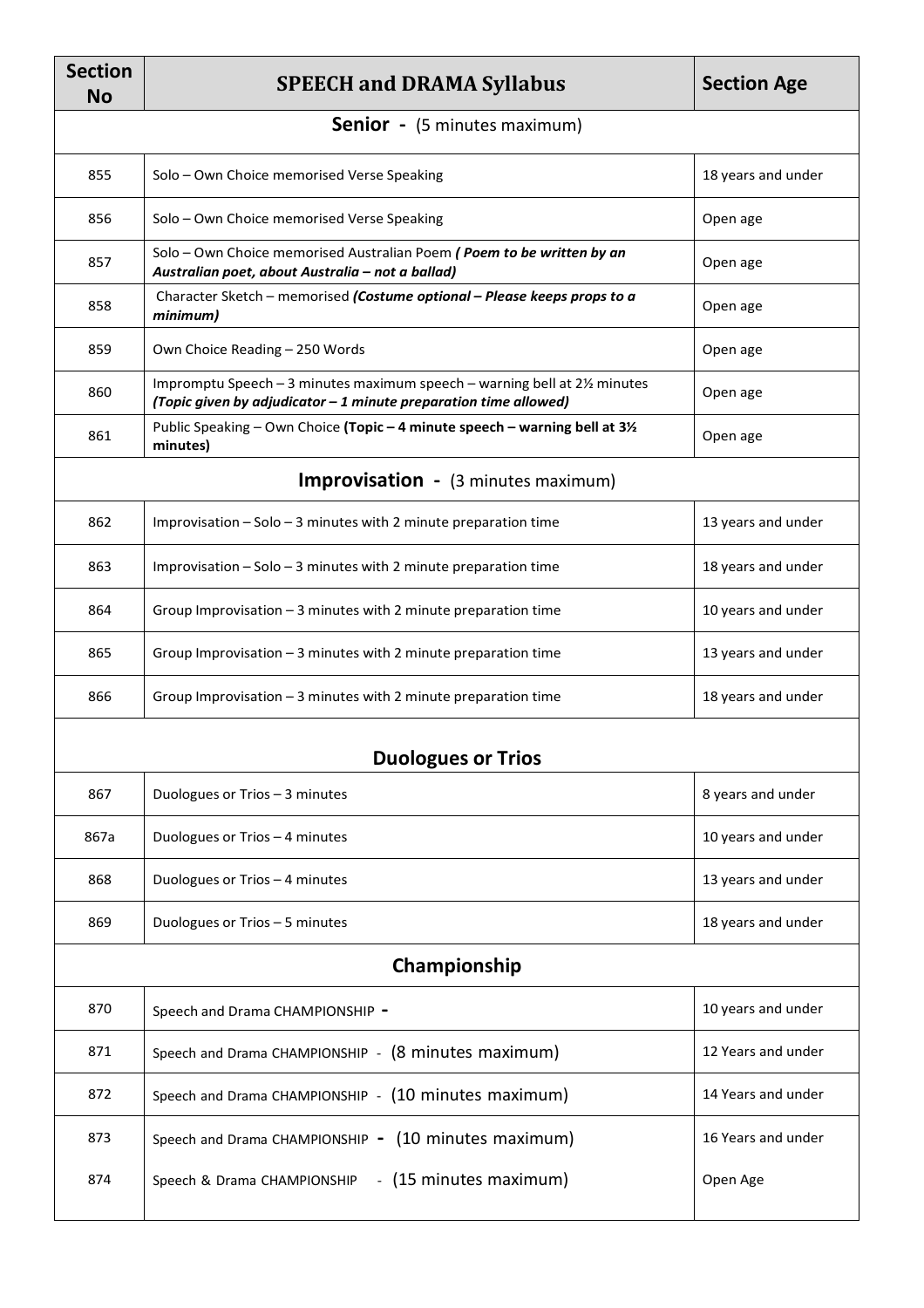| Section No | SPEECH and DRAMA Syllabus | Section Age |
|---|---|---|
| | **Senior -** (5 minutes maximum) | |
| 855 | Solo – Own Choice memorised Verse Speaking | 18 years and under |
| 856 | Solo – Own Choice memorised Verse Speaking | Open age |
| 857 | Solo – Own Choice memorised Australian Poem ***( Poem to be written by an Australian poet, about Australia – not a ballad)*** | Open age |
| 858 | Character Sketch – memorised ***(Costume optional – Please keeps props to a minimum)*** | Open age |
| 859 | Own Choice Reading – 250 Words | Open age |
| 860 | Impromptu Speech – 3 minutes maximum speech – warning bell at 2½ minutes ***(Topic given by adjudicator – 1 minute preparation time allowed)*** | Open age |
| 861 | Public Speaking – Own Choice **(Topic – 4 minute speech – warning bell at 3½ minutes)** | Open age |
| | **Improvisation -** (3 minutes maximum) | |
| 862 | Improvisation – Solo – 3 minutes with 2 minute preparation time | 13 years and under |
| 863 | Improvisation – Solo – 3 minutes with 2 minute preparation time | 18 years and under |
| 864 | Group Improvisation – 3 minutes with 2 minute preparation time | 10 years and under |
| 865 | Group Improvisation – 3 minutes with 2 minute preparation time | 13 years and under |
| 866 | Group Improvisation – 3 minutes with 2 minute preparation time | 18 years and under |
| | **Duologues or Trios** | |
| 867 | Duologues or Trios – 3 minutes | 8 years and under |
| 867a | Duologues or Trios – 4 minutes | 10 years and under |
| 868 | Duologues or Trios – 4 minutes | 13 years and under |
| 869 | Duologues or Trios – 5 minutes | 18 years and under |
| | **Championship** | |
| 870 | Speech and Drama CHAMPIONSHIP - | 10 years and under |
| 871 | Speech and Drama CHAMPIONSHIP - (8 minutes maximum) | 12 Years and under |
| 872 | Speech and Drama CHAMPIONSHIP - (10 minutes maximum) | 14 Years and under |
| 873 | Speech and Drama CHAMPIONSHIP - (10 minutes maximum) | 16 Years and under |
| 874 | Speech & Drama CHAMPIONSHIP - (15 minutes maximum) | Open Age |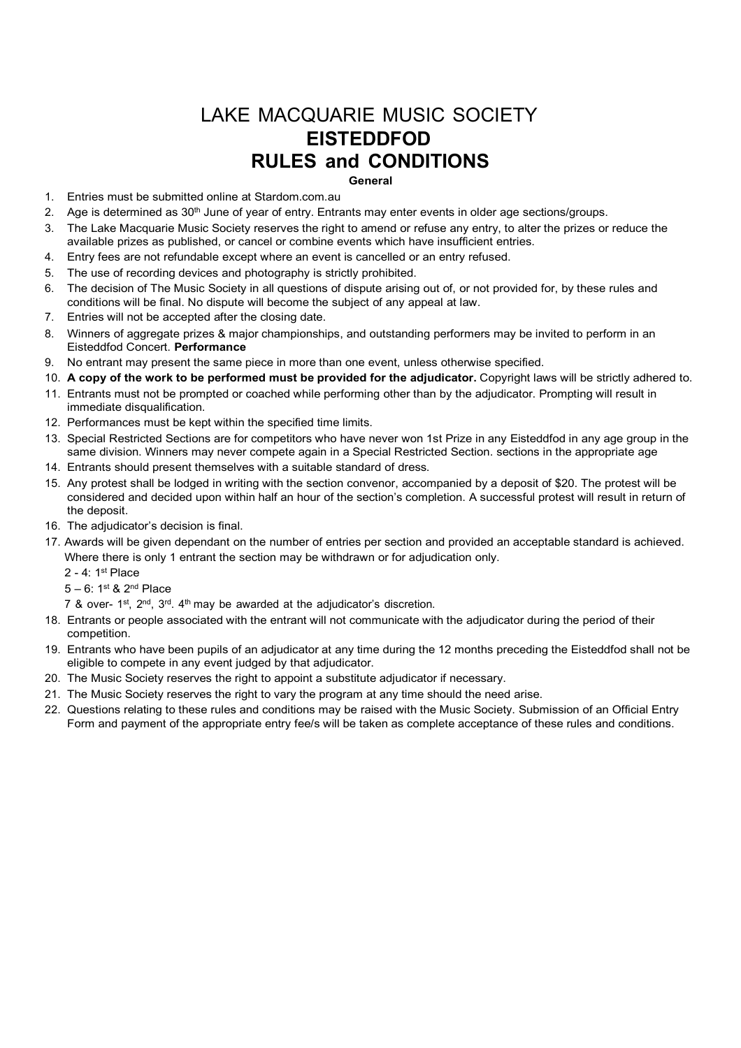# LAKE MACQUARIE MUSIC SOCIETY
# **EISTEDDFOD**
# **RULES and CONDITIONS**

**General**

1. Entries must be submitted online at Stardom.com.au
2. Age is determined as 30th June of year of entry. Entrants may enter events in older age sections/groups.
3. The Lake Macquarie Music Society reserves the right to amend or refuse any entry, to alter the prizes or reduce the available prizes as published, or cancel or combine events which have insufficient entries.
4. Entry fees are not refundable except where an event is cancelled or an entry refused.
5. The use of recording devices and photography is strictly prohibited.
6. The decision of The Music Society in all questions of dispute arising out of, or not provided for, by these rules and conditions will be final. No dispute will become the subject of any appeal at law.
7. Entries will not be accepted after the closing date.
8. Winners of aggregate prizes & major championships, and outstanding performers may be invited to perform in an Eisteddfod Concert. **Performance**
9. No entrant may present the same piece in more than one event, unless otherwise specified.
10. **A copy of the work to be performed must be provided for the adjudicator.** Copyright laws will be strictly adhered to.
11. Entrants must not be prompted or coached while performing other than by the adjudicator. Prompting will result in immediate disqualification.
12. Performances must be kept within the specified time limits.
13. Special Restricted Sections are for competitors who have never won 1st Prize in any Eisteddfod in any age group in the same division. Winners may never compete again in a Special Restricted Section. sections in the appropriate age
14. Entrants should present themselves with a suitable standard of dress.
15. Any protest shall be lodged in writing with the section convenor, accompanied by a deposit of $20. The protest will be considered and decided upon within half an hour of the section's completion. A successful protest will result in return of the deposit.
16. The adjudicator's decision is final.
17. Awards will be given dependant on the number of entries per section and provided an acceptable standard is achieved. Where there is only 1 entrant the section may be withdrawn or for adjudication only.
    2 - 4: 1st Place
    5 – 6: 1st & 2nd Place
    7 & over- 1st, 2nd, 3rd. 4th may be awarded at the adjudicator's discretion.
18. Entrants or people associated with the entrant will not communicate with the adjudicator during the period of their competition.
19. Entrants who have been pupils of an adjudicator at any time during the 12 months preceding the Eisteddfod shall not be eligible to compete in any event judged by that adjudicator.
20. The Music Society reserves the right to appoint a substitute adjudicator if necessary.
21. The Music Society reserves the right to vary the program at any time should the need arise.
22. Questions relating to these rules and conditions may be raised with the Music Society. Submission of an Official Entry Form and payment of the appropriate entry fee/s will be taken as complete acceptance of these rules and conditions.